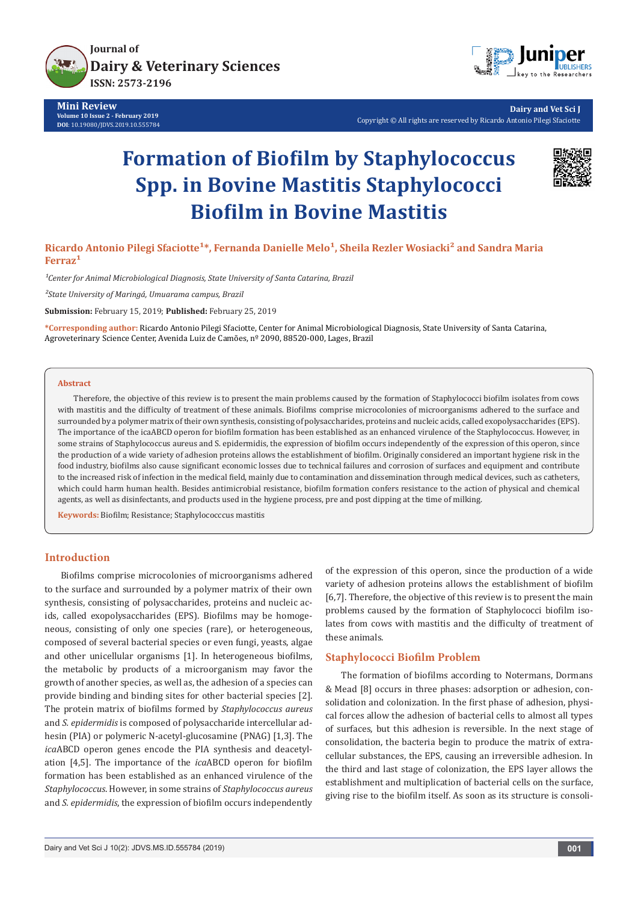Mini Review

Volume 10 Issue 2 - February 2019

**DOI**: 10.19080/JDVS.2019.10.555784

Copyright © All rights are reserved by Ricardo Antonio Pilegi Sfaciotte

# Formation of Biofilm by Staphylococcus Spp. in Bovine Mastitis Staphylococci Biofilm in Bovine Mastitis

**Ricardo Antonio Pilegi Sfaciotte[1]*, Fernanda Danielle Melo[1], Sheila Rezler Wosiacki[2] and Sandra Maria Ferraz[1]**

*[1]Center for Animal Microbiological Diagnosis, State University of Santa Catarina, Brazil*

*[2]State University of Maringá, Umuarama campus, Brazil*

**Submission:** February 15, 2019; **Published:** February 25, 2019

**\*Corresponding author:** Ricardo Antonio Pilegi Sfaciotte, Center for Animal Microbiological Diagnosis, State University of Santa Catarina, Agroveterinary Science Center, Avenida Luiz de Camões, nº 2090, 88520-000, Lages, Brazil

## Abstract

Therefore, the objective of this review is to present the main problems caused by the formation of Staphylococci biofilm isolates from cows with mastitis and the difficulty of treatment of these animals. Biofilms comprise microcolonies of microorganisms adhered to the surface and surrounded by a polymer matrix of their own synthesis, consisting of polysaccharides, proteins and nucleic acids, called exopolysaccharides (EPS). The importance of the icaABCD operon for biofilm formation has been established as an enhanced virulence of the Staphylococcus. However, in some strains of Staphylococcus aureus and S. epidermidis, the expression of biofilm occurs independently of the expression of this operon, since the production of a wide variety of adhesion proteins allows the establishment of biofilm. Originally considered an important hygiene risk in the food industry, biofilms also cause significant economic losses due to technical failures and corrosion of surfaces and equipment and contribute to the increased risk of infection in the medical field, mainly due to contamination and dissemination through medical devices, such as catheters, which could harm human health. Besides antimicrobial resistance, biofilm formation confers resistance to the action of physical and chemical agents, as well as disinfectants, and products used in the hygiene process, pre and post dipping at the time of milking.

**Keywords:** Biofilm; Resistance; Staphylococcus mastitis

## Introduction

Biofilms comprise microcolonies of microorganisms adhered to the surface and surrounded by a polymer matrix of their own synthesis, consisting of polysaccharides, proteins and nucleic acids, called exopolysaccharides (EPS). Biofilms may be homogeneous, consisting of only one species (rare), or heterogeneous, composed of several bacterial species or even fungi, yeasts, algae and other unicellular organisms [1]. In heterogeneous biofilms, the metabolic by products of a microorganism may favor the growth of another species, as well as, the adhesion of a species can provide binding and binding sites for other bacterial species [2]. The protein matrix of biofilms formed by *Staphylococcus aureus* and *S. epidermidis* is composed of polysaccharide intercellular adhesin (PIA) or polymeric N-acetyl-glucosamine (PNAG) [1,3]. The *ica*ABCD operon genes encode the PIA synthesis and deacetylation [4,5]. The importance of the *ica*ABCD operon for biofilm formation has been established as an enhanced virulence of the *Staphylococcus*. However, in some strains of *Staphylococcus aureus* and *S. epidermidis*, the expression of biofilm occurs independently of the expression of this operon, since the production of a wide variety of adhesion proteins allows the establishment of biofilm [6,7]. Therefore, the objective of this review is to present the main problems caused by the formation of Staphylococci biofilm isolates from cows with mastitis and the difficulty of treatment of these animals.

## Staphylococci Biofilm Problem

The formation of biofilms according to Notermans, Dormans & Mead [8] occurs in three phases: adsorption or adhesion, consolidation and colonization. In the first phase of adhesion, physical forces allow the adhesion of bacterial cells to almost all types of surfaces, but this adhesion is reversible. In the next stage of consolidation, the bacteria begin to produce the matrix of extracellular substances, the EPS, causing an irreversible adhesion. In the third and last stage of colonization, the EPS layer allows the establishment and multiplication of bacterial cells on the surface, giving rise to the biofilm itself. As soon as its structure is consoli-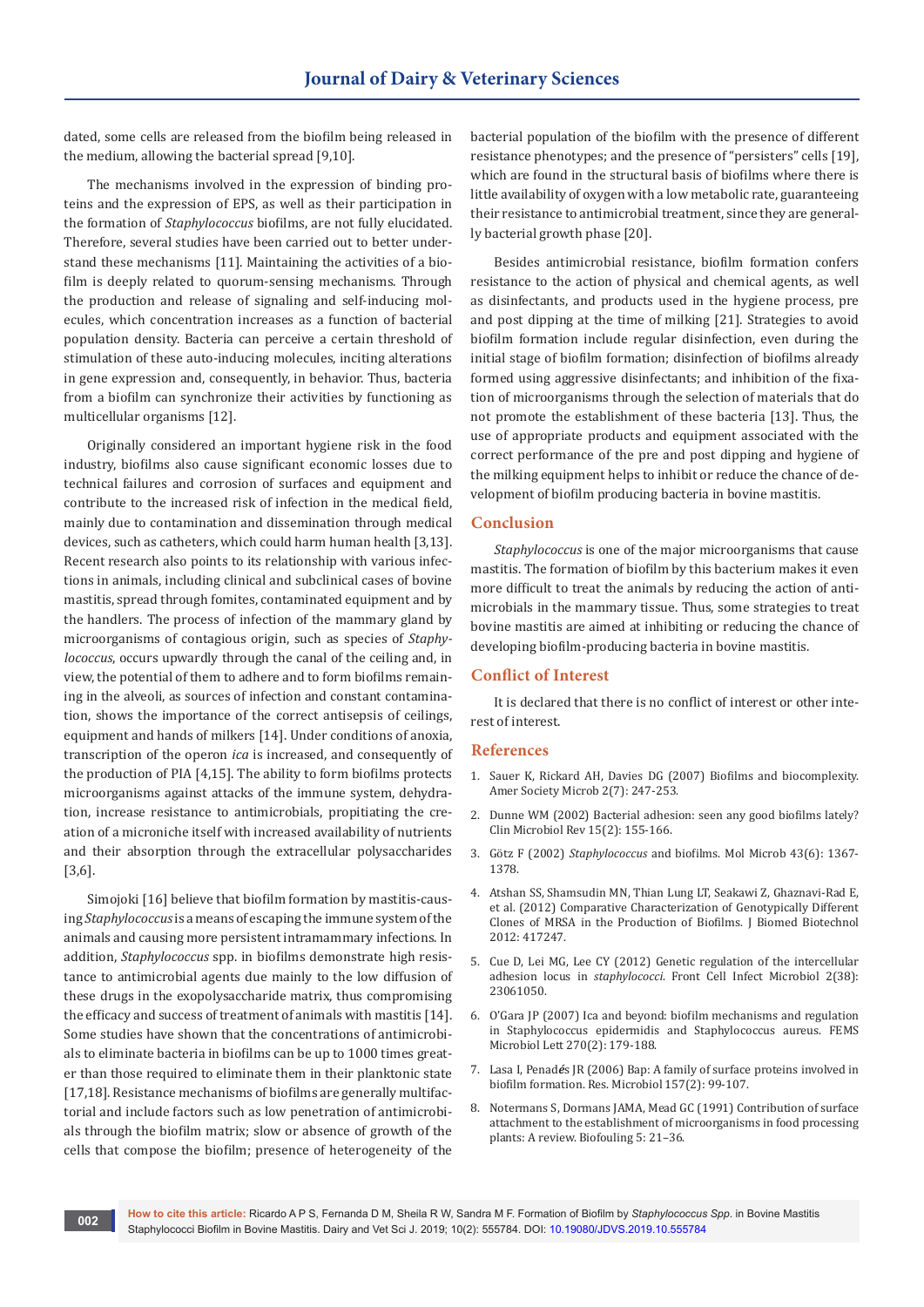dated, some cells are released from the biofilm being released in the medium, allowing the bacterial spread [9,10].

The mechanisms involved in the expression of binding proteins and the expression of EPS, as well as their participation in the formation of *Staphylococcus* biofilms, are not fully elucidated. Therefore, several studies have been carried out to better understand these mechanisms [11]. Maintaining the activities of a biofilm is deeply related to quorum-sensing mechanisms. Through the production and release of signaling and self-inducing molecules, which concentration increases as a function of bacterial population density. Bacteria can perceive a certain threshold of stimulation of these auto-inducing molecules, inciting alterations in gene expression and, consequently, in behavior. Thus, bacteria from a biofilm can synchronize their activities by functioning as multicellular organisms [12].

Originally considered an important hygiene risk in the food industry, biofilms also cause significant economic losses due to technical failures and corrosion of surfaces and equipment and contribute to the increased risk of infection in the medical field, mainly due to contamination and dissemination through medical devices, such as catheters, which could harm human health [3,13]. Recent research also points to its relationship with various infections in animals, including clinical and subclinical cases of bovine mastitis, spread through fomites, contaminated equipment and by the handlers. The process of infection of the mammary gland by microorganisms of contagious origin, such as species of *Staphylococcus*, occurs upwardly through the canal of the ceiling and, in view, the potential of them to adhere and to form biofilms remaining in the alveoli, as sources of infection and constant contamination, shows the importance of the correct antisepsis of ceilings, equipment and hands of milkers [14]. Under conditions of anoxia, transcription of the operon *ica* is increased, and consequently of the production of PIA [4,15]. The ability to form biofilms protects microorganisms against attacks of the immune system, dehydration, increase resistance to antimicrobials, propitiating the creation of a microniche itself with increased availability of nutrients and their absorption through the extracellular polysaccharides [3,6].

Simojoki [16] believe that biofilm formation by mastitis-causing *Staphylococcus* is a means of escaping the immune system of the animals and causing more persistent intramammary infections. In addition, *Staphylococcus* spp. in biofilms demonstrate high resistance to antimicrobial agents due mainly to the low diffusion of these drugs in the exopolysaccharide matrix, thus compromising the efficacy and success of treatment of animals with mastitis [14]. Some studies have shown that the concentrations of antimicrobials to eliminate bacteria in biofilms can be up to 1000 times greater than those required to eliminate them in their planktonic state [17,18]. Resistance mechanisms of biofilms are generally multifactorial and include factors such as low penetration of antimicrobials through the biofilm matrix; slow or absence of growth of the cells that compose the biofilm; presence of heterogeneity of the bacterial population of the biofilm with the presence of different resistance phenotypes; and the presence of "persisters" cells [19], which are found in the structural basis of biofilms where there is little availability of oxygen with a low metabolic rate, guaranteeing their resistance to antimicrobial treatment, since they are generally bacterial growth phase [20].

Besides antimicrobial resistance, biofilm formation confers resistance to the action of physical and chemical agents, as well as disinfectants, and products used in the hygiene process, pre and post dipping at the time of milking [21]. Strategies to avoid biofilm formation include regular disinfection, even during the initial stage of biofilm formation; disinfection of biofilms already formed using aggressive disinfectants; and inhibition of the fixation of microorganisms through the selection of materials that do not promote the establishment of these bacteria [13]. Thus, the use of appropriate products and equipment associated with the correct performance of the pre and post dipping and hygiene of the milking equipment helps to inhibit or reduce the chance of development of biofilm producing bacteria in bovine mastitis.

## Conclusion

*Staphylococcus* is one of the major microorganisms that cause mastitis. The formation of biofilm by this bacterium makes it even more difficult to treat the animals by reducing the action of antimicrobials in the mammary tissue. Thus, some strategies to treat bovine mastitis are aimed at inhibiting or reducing the chance of developing biofilm-producing bacteria in bovine mastitis.

## Conflict of Interest

It is declared that there is no conflict of interest or other interest of interest.

## References

1. Sauer K, Rickard AH, Davies DG (2007) Biofilms and biocomplexity. Amer Society Microb 2(7): 247-253.
2. Dunne WM (2002) Bacterial adhesion: seen any good biofilms lately? Clin Microbiol Rev 15(2): 155-166.
3. Götz F (2002) *Staphylococcus* and biofilms. Mol Microb 43(6): 1367-1378.
4. Atshan SS, Shamsudin MN, Thian Lung LT, Seakawi Z, Ghaznavi-Rad E, et al. (2012) Comparative Characterization of Genotypically Different Clones of MRSA in the Production of Biofilms. J Biomed Biotechnol 2012: 417247.
5. Cue D, Lei MG, Lee CY (2012) Genetic regulation of the intercellular adhesion locus in *staphylococci*. Front Cell Infect Microbiol 2(38): 23061050.
6. O'Gara JP (2007) Ica and beyond: biofilm mechanisms and regulation in Staphylococcus epidermidis and Staphylococcus aureus. FEMS Microbiol Lett 270(2): 179-188.
7. Lasa I, Penadés JR (2006) Bap: A family of surface proteins involved in biofilm formation. Res. Microbiol 157(2): 99-107.
8. Notermans S, Dormans JAMA, Mead GC (1991) Contribution of surface attachment to the establishment of microorganisms in food processing plants: A review. Biofouling 5: 21–36.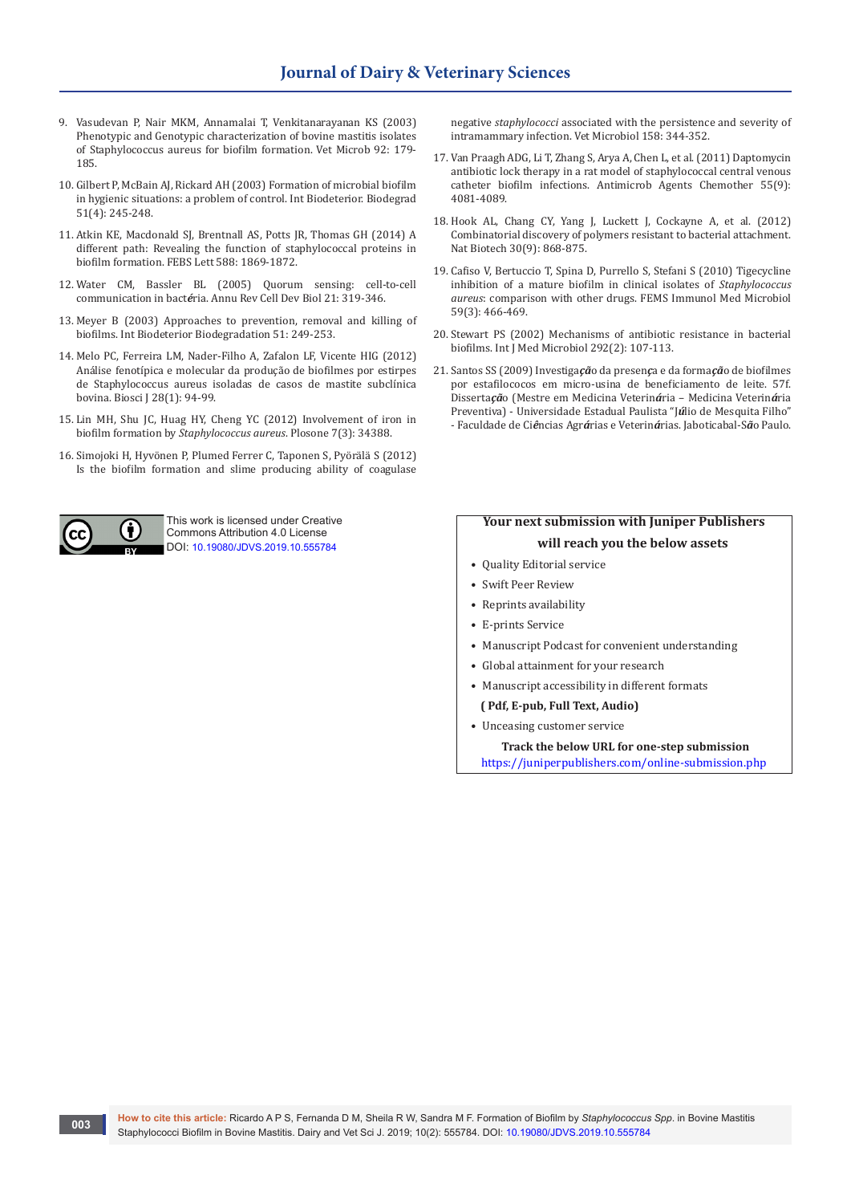9. Vasudevan P, Nair MKM, Annamalai T, Venkitanarayanan KS (2003) Phenotypic and Genotypic characterization of bovine mastitis isolates of Staphylococcus aureus for biofilm formation. Vet Microb 92: 179-185.

10. Gilbert P, McBain AJ, Rickard AH (2003) Formation of microbial biofilm in hygienic situations: a problem of control. Int Biodeterior. Biodegrad 51(4): 245-248.

11. Atkin KE, Macdonald SJ, Brentnall AS, Potts JR, Thomas GH (2014) A different path: Revealing the function of staphylococcal proteins in biofilm formation. FEBS Lett 588: 1869-1872.

12. Water CM, Bassler BL (2005) Quorum sensing: cell-to-cell communication in bactéria. Annu Rev Cell Dev Biol 21: 319-346.

13. Meyer B (2003) Approaches to prevention, removal and killing of biofilms. Int Biodeterior Biodegradation 51: 249-253.

14. Melo PC, Ferreira LM, Nader-Filho A, Zafalon LF, Vicente HIG (2012) Análise fenotípica e molecular da produção de biofilmes por estirpes de Staphylococcus aureus isoladas de casos de mastite subclínica bovina. Biosci J 28(1): 94-99.

15. Lin MH, Shu JC, Huag HY, Cheng YC (2012) Involvement of iron in biofilm formation by *Staphylococcus aureus*. Plosone 7(3): 34388.

16. Simojoki H, Hyvönen P, Plumed Ferrer C, Taponen S, Pyörälä S (2012) Is the biofilm formation and slime producing ability of coagulase negative *staphylococci* associated with the persistence and severity of intramammary infection. Vet Microbiol 158: 344-352.

17. Van Praagh ADG, Li T, Zhang S, Arya A, Chen L, et al. (2011) Daptomycin antibiotic lock therapy in a rat model of staphylococcal central venous catheter biofilm infections. Antimicrob Agents Chemother 55(9): 4081-4089.

18. Hook AL, Chang CY, Yang J, Luckett J, Cockayne A, et al. (2012) Combinatorial discovery of polymers resistant to bacterial attachment. Nat Biotech 30(9): 868-875.

19. Cafiso V, Bertuccio T, Spina D, Purrello S, Stefani S (2010) Tigecycline inhibition of a mature biofilm in clinical isolates of *Staphylococcus aureus*: comparison with other drugs. FEMS Immunol Med Microbiol 59(3): 466-469.

20. Stewart PS (2002) Mechanisms of antibiotic resistance in bacterial biofilms. Int J Med Microbiol 292(2): 107-113.

21. Santos SS (2009) Investigação da presença e da formação de biofilmes por estafilococos em micro-usina de beneficiamento de leite. 57f. Dissertação (Mestre em Medicina Veterinária – Medicina Veterinária Preventiva) - Universidade Estadual Paulista "Júlio de Mesquita Filho" - Faculdade de Ciências Agrárias e Veterinárias. Jaboticabal-São Paulo.

This work is licensed under Creative Commons Attribution 4.0 License
DOI: 10.19080/JDVS.2019.10.555784

**Your next submission with Juniper Publishers will reach you the below assets**

- Quality Editorial service
- Swift Peer Review
- Reprints availability
- E-prints Service
- Manuscript Podcast for convenient understanding
- Global attainment for your research
- Manuscript accessibility in different formats

**( Pdf, E-pub, Full Text, Audio)**

- Unceasing customer service

**Track the below URL for one-step submission**
https://juniperpublishers.com/online-submission.php

**How to cite this article:** Ricardo A P S, Fernanda D M, Sheila R W, Sandra M F. Formation of Biofilm by *Staphylococcus Spp*. in Bovine Mastitis Staphylococci Biofilm in Bovine Mastitis. Dairy and Vet Sci J. 2019; 10(2): 555784. DOI: 10.19080/JDVS.2019.10.555784